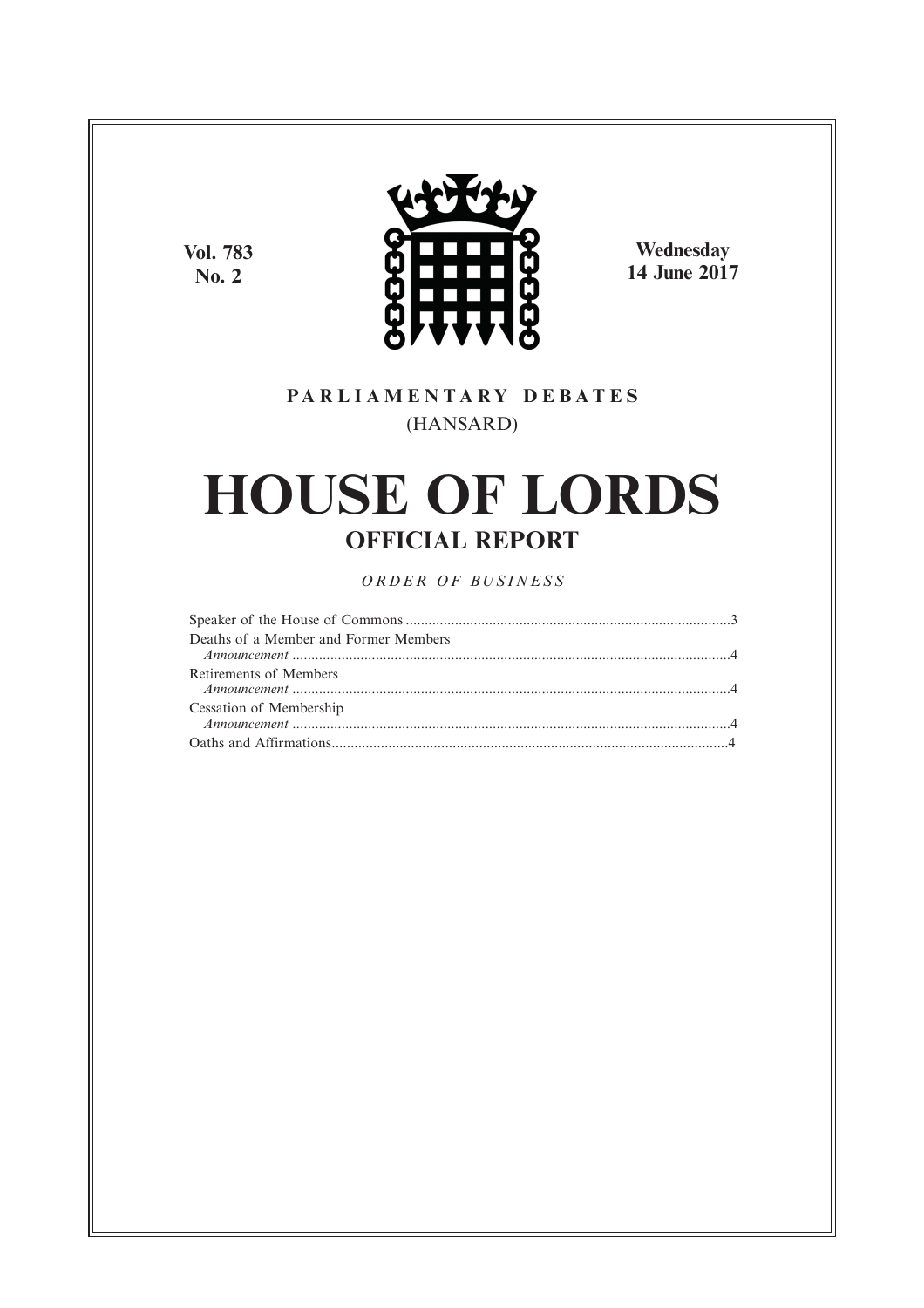Vol. 783
No. 2

Wednesday
14 June 2017

PARLIAMENTARY DEBATES
(HANSARD)

# HOUSE OF LORDS

## OFFICIAL REPORT

*ORDER OF BUSINESS*

Speaker of the House of Commons ....................................................................................3
Deaths of a Member and Former Members
*Announcement* ..................................................................................................................4
Retirements of Members
*Announcement* ..................................................................................................................4
Cessation of Membership
*Announcement* ..................................................................................................................4
Oaths and Affirmations.......................................................................................................4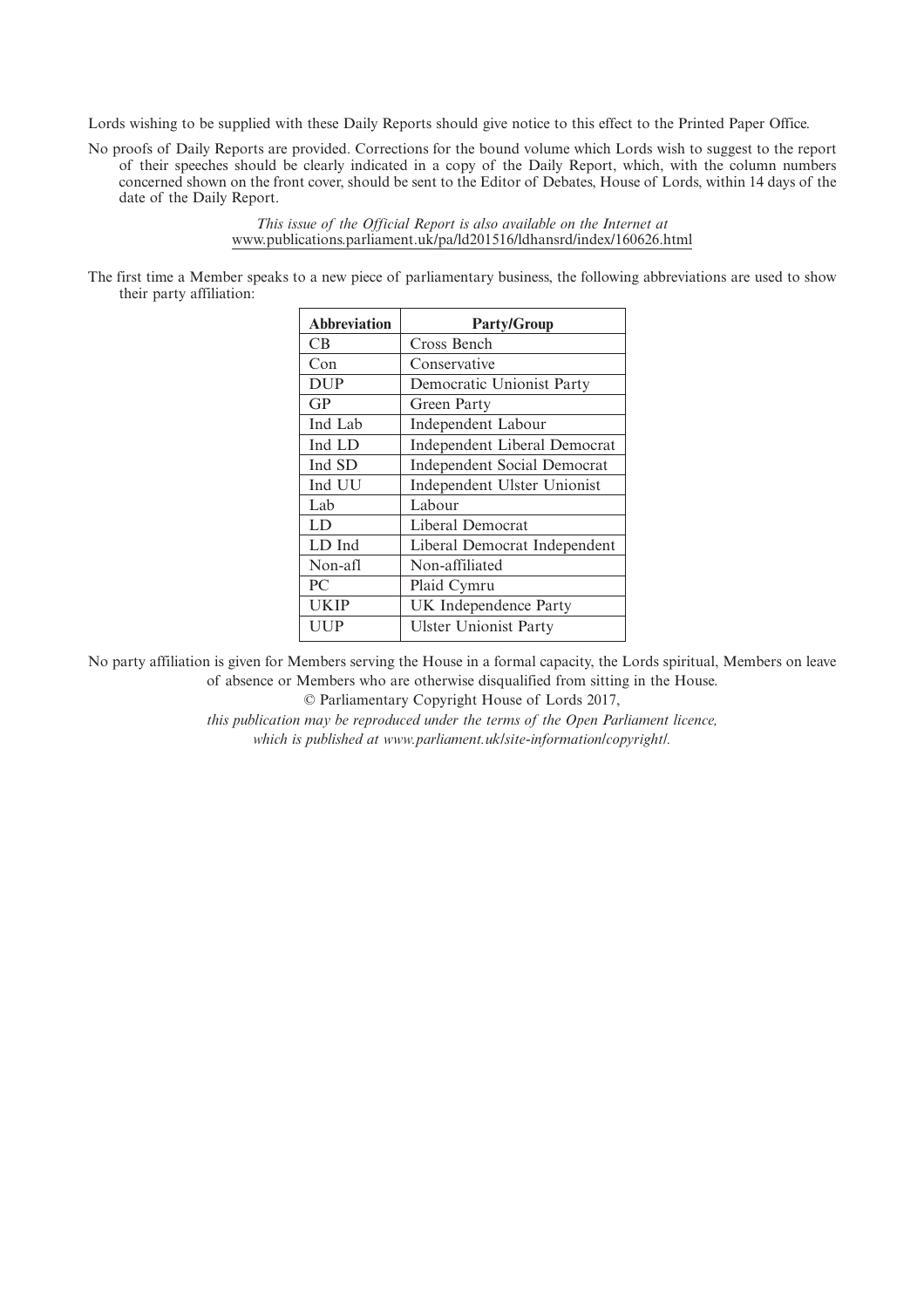Lords wishing to be supplied with these Daily Reports should give notice to this effect to the Printed Paper Office.

No proofs of Daily Reports are provided. Corrections for the bound volume which Lords wish to suggest to the report of their speeches should be clearly indicated in a copy of the Daily Report, which, with the column numbers concerned shown on the front cover, should be sent to the Editor of Debates, House of Lords, within 14 days of the date of the Daily Report.

*This issue of the Official Report is also available on the Internet at*
www.publications.parliament.uk/pa/ld201516/ldhansrd/index/160626.html

The first time a Member speaks to a new piece of parliamentary business, the following abbreviations are used to show their party affiliation:

| **Abbreviation** | **Party/Group** |
|---|---|
| CB | Cross Bench |
| Con | Conservative |
| DUP | Democratic Unionist Party |
| GP | Green Party |
| Ind Lab | Independent Labour |
| Ind LD | Independent Liberal Democrat |
| Ind SD | Independent Social Democrat |
| Ind UU | Independent Ulster Unionist |
| Lab | Labour |
| LD | Liberal Democrat |
| LD Ind | Liberal Democrat Independent |
| Non-afl | Non-affiliated |
| PC | Plaid Cymru |
| UKIP | UK Independence Party |
| UUP | Ulster Unionist Party |

No party affiliation is given for Members serving the House in a formal capacity, the Lords spiritual, Members on leave of absence or Members who are otherwise disqualified from sitting in the House.

© Parliamentary Copyright House of Lords 2017,

*this publication may be reproduced under the terms of the Open Parliament licence, which is published at www.parliament.uk/site-information/copyright/.*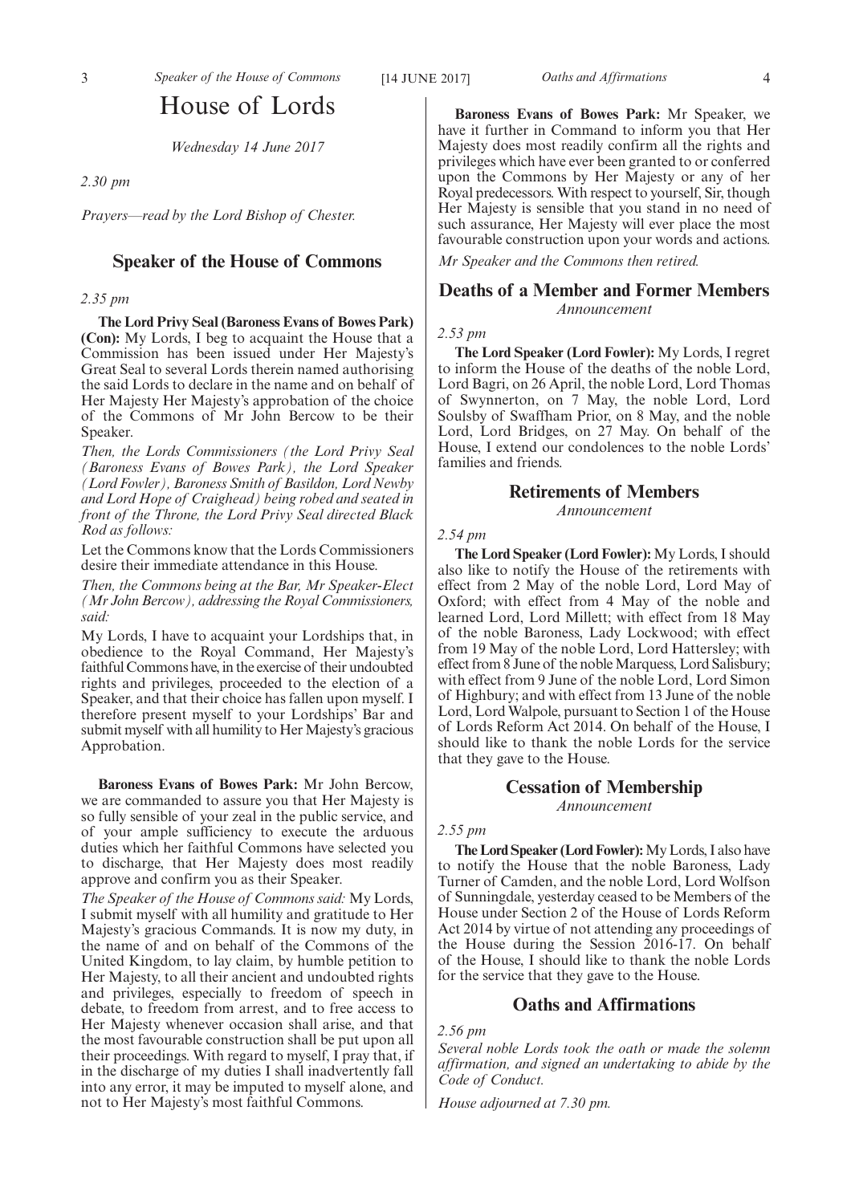# House of Lords

*Wednesday 14 June 2017*

*2.30 pm*

*Prayers—read by the Lord Bishop of Chester.*

## Speaker of the House of Commons

*2.35 pm*

**The Lord Privy Seal (Baroness Evans of Bowes Park) (Con):** My Lords, I beg to acquaint the House that a Commission has been issued under Her Majesty's Great Seal to several Lords therein named authorising the said Lords to declare in the name and on behalf of Her Majesty Her Majesty's approbation of the choice of the Commons of Mr John Bercow to be their Speaker.

*Then, the Lords Commissioners (the Lord Privy Seal (Baroness Evans of Bowes Park), the Lord Speaker (Lord Fowler), Baroness Smith of Basildon, Lord Newby and Lord Hope of Craighead) being robed and seated in front of the Throne, the Lord Privy Seal directed Black Rod as follows:*

Let the Commons know that the Lords Commissioners desire their immediate attendance in this House.

*Then, the Commons being at the Bar, Mr Speaker-Elect (Mr John Bercow), addressing the Royal Commissioners, said:*

My Lords, I have to acquaint your Lordships that, in obedience to the Royal Command, Her Majesty's faithful Commons have, in the exercise of their undoubted rights and privileges, proceeded to the election of a Speaker, and that their choice has fallen upon myself. I therefore present myself to your Lordships' Bar and submit myself with all humility to Her Majesty's gracious Approbation.

**Baroness Evans of Bowes Park:** Mr John Bercow, we are commanded to assure you that Her Majesty is so fully sensible of your zeal in the public service, and of your ample sufficiency to execute the arduous duties which her faithful Commons have selected you to discharge, that Her Majesty does most readily approve and confirm you as their Speaker.

*The Speaker of the House of Commons said:* My Lords, I submit myself with all humility and gratitude to Her Majesty's gracious Commands. It is now my duty, in the name of and on behalf of the Commons of the United Kingdom, to lay claim, by humble petition to Her Majesty, to all their ancient and undoubted rights and privileges, especially to freedom of speech in debate, to freedom from arrest, and to free access to Her Majesty whenever occasion shall arise, and that the most favourable construction shall be put upon all their proceedings. With regard to myself, I pray that, if in the discharge of my duties I shall inadvertently fall into any error, it may be imputed to myself alone, and not to Her Majesty's most faithful Commons.

**Baroness Evans of Bowes Park:** Mr Speaker, we have it further in Command to inform you that Her Majesty does most readily confirm all the rights and privileges which have ever been granted to or conferred upon the Commons by Her Majesty or any of her Royal predecessors. With respect to yourself, Sir, though Her Majesty is sensible that you stand in no need of such assurance, Her Majesty will ever place the most favourable construction upon your words and actions.

*Mr Speaker and the Commons then retired.*

## Deaths of a Member and Former Members

*Announcement*

*2.53 pm*

**The Lord Speaker (Lord Fowler):** My Lords, I regret to inform the House of the deaths of the noble Lord, Lord Bagri, on 26 April, the noble Lord, Lord Thomas of Swynnerton, on 7 May, the noble Lord, Lord Soulsby of Swaffham Prior, on 8 May, and the noble Lord, Lord Bridges, on 27 May. On behalf of the House, I extend our condolences to the noble Lords' families and friends.

## Retirements of Members

*Announcement*

*2.54 pm*

**The Lord Speaker (Lord Fowler):** My Lords, I should also like to notify the House of the retirements with effect from 2 May of the noble Lord, Lord May of Oxford; with effect from 4 May of the noble and learned Lord, Lord Millett; with effect from 18 May of the noble Baroness, Lady Lockwood; with effect from 19 May of the noble Lord, Lord Hattersley; with effect from 8 June of the noble Marquess, Lord Salisbury; with effect from 9 June of the noble Lord, Lord Simon of Highbury; and with effect from 13 June of the noble Lord, Lord Walpole, pursuant to Section 1 of the House of Lords Reform Act 2014. On behalf of the House, I should like to thank the noble Lords for the service that they gave to the House.

## Cessation of Membership

*Announcement*

*2.55 pm*

**The Lord Speaker (Lord Fowler):** My Lords, I also have to notify the House that the noble Baroness, Lady Turner of Camden, and the noble Lord, Lord Wolfson of Sunningdale, yesterday ceased to be Members of the House under Section 2 of the House of Lords Reform Act 2014 by virtue of not attending any proceedings of the House during the Session 2016-17. On behalf of the House, I should like to thank the noble Lords for the service that they gave to the House.

## Oaths and Affirmations

*2.56 pm*

*Several noble Lords took the oath or made the solemn affirmation, and signed an undertaking to abide by the Code of Conduct.*

*House adjourned at 7.30 pm.*